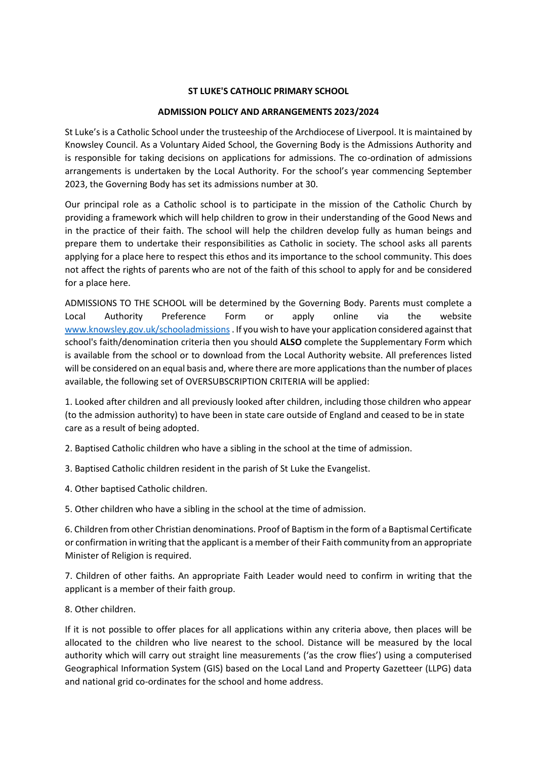# ST LUKE'S CATHOLIC PRIMARY SCHOOL

## ADMISSION POLICY AND ARRANGEMENTS 2023/2024

St Luke's is a Catholic School under the trusteeship of the Archdiocese of Liverpool. It is maintained by Knowsley Council. As a Voluntary Aided School, the Governing Body is the Admissions Authority and is responsible for taking decisions on applications for admissions. The co-ordination of admissions arrangements is undertaken by the Local Authority. For the school's year commencing September 2023, the Governing Body has set its admissions number at 30.

Our principal role as a Catholic school is to participate in the mission of the Catholic Church by providing a framework which will help children to grow in their understanding of the Good News and in the practice of their faith. The school will help the children develop fully as human beings and prepare them to undertake their responsibilities as Catholic in society. The school asks all parents applying for a place here to respect this ethos and its importance to the school community. This does not affect the rights of parents who are not of the faith of this school to apply for and be considered for a place here.

ADMISSIONS TO THE SCHOOL will be determined by the Governing Body. Parents must complete a Local Authority Preference Form or apply online via the website [www.knowsley.gov.uk/schooladmissions](http://www.knowsley.gov.uk/schooladmissions) . If you wish to have your application considered against that school's faith/denomination criteria then you should **ALSO** complete the Supplementary Form which is available from the school or to download from the Local Authority website. All preferences listed will be considered on an equal basis and, where there are more applications than the number of places available, the following set of OVERSUBSCRIPTION CRITERIA will be applied:

1. Looked after children and all previously looked after children, including those children who appear (to the admission authority) to have been in state care outside of England and ceased to be in state care as a result of being adopted.

2. Baptised Catholic children who have a sibling in the school at the time of admission.

3. Baptised Catholic children resident in the parish of St Luke the Evangelist.

4. Other baptised Catholic children.

5. Other children who have a sibling in the school at the time of admission.

6. Children from other Christian denominations. Proof of Baptism in the form of a Baptismal Certificate or confirmation in writing that the applicant is a member of their Faith community from an appropriate Minister of Religion is required.

7. Children of other faiths. An appropriate Faith Leader would need to confirm in writing that the applicant is a member of their faith group.

8. Other children.

If it is not possible to offer places for all applications within any criteria above, then places will be allocated to the children who live nearest to the school. Distance will be measured by the local authority which will carry out straight line measurements ('as the crow flies') using a computerised Geographical Information System (GIS) based on the Local Land and Property Gazetteer (LLPG) data and national grid co-ordinates for the school and home address.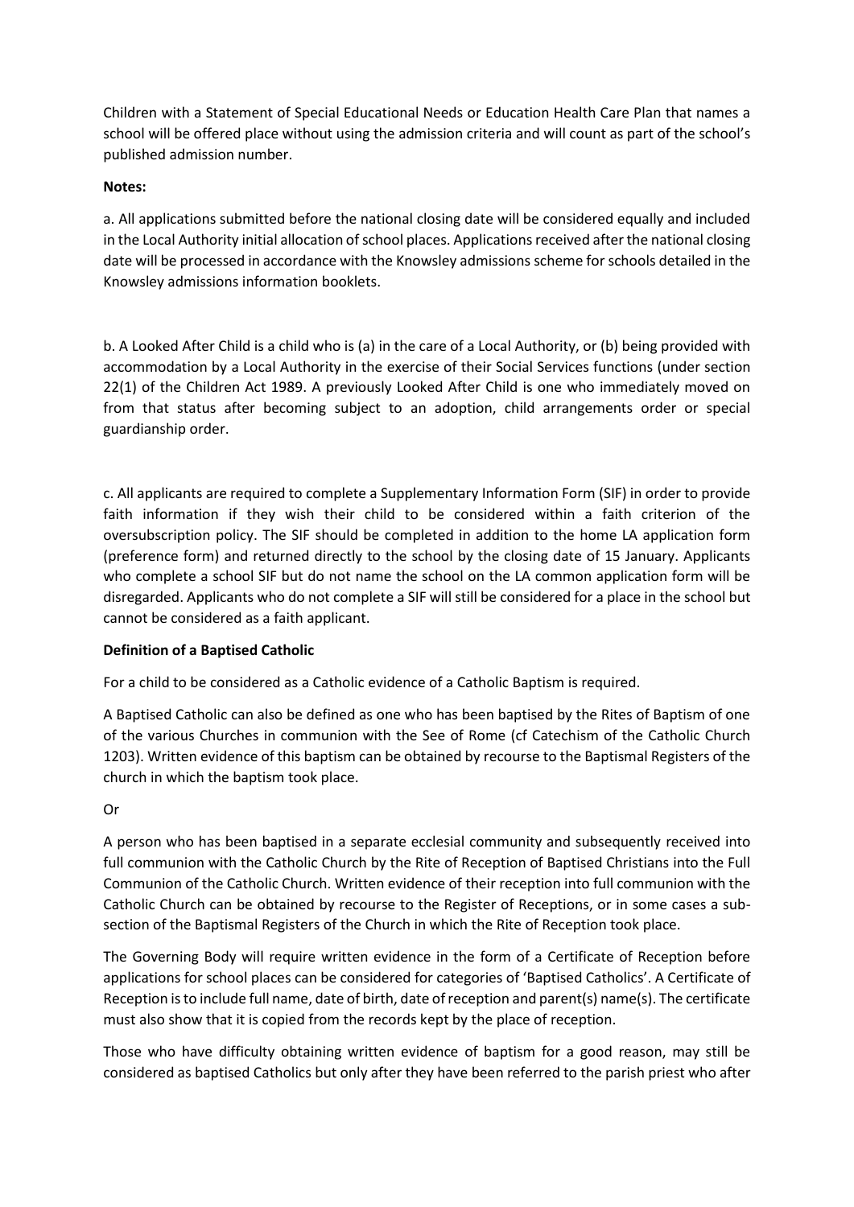Children with a Statement of Special Educational Needs or Education Health Care Plan that names a school will be offered place without using the admission criteria and will count as part of the school's published admission number.

**Notes:**

a. All applications submitted before the national closing date will be considered equally and included in the Local Authority initial allocation of school places. Applications received after the national closing date will be processed in accordance with the Knowsley admissions scheme for schools detailed in the Knowsley admissions information booklets.

b. A Looked After Child is a child who is (a) in the care of a Local Authority, or (b) being provided with accommodation by a Local Authority in the exercise of their Social Services functions (under section 22(1) of the Children Act 1989. A previously Looked After Child is one who immediately moved on from that status after becoming subject to an adoption, child arrangements order or special guardianship order.

c. All applicants are required to complete a Supplementary Information Form (SIF) in order to provide faith information if they wish their child to be considered within a faith criterion of the oversubscription policy. The SIF should be completed in addition to the home LA application form (preference form) and returned directly to the school by the closing date of 15 January. Applicants who complete a school SIF but do not name the school on the LA common application form will be disregarded. Applicants who do not complete a SIF will still be considered for a place in the school but cannot be considered as a faith applicant.

**Definition of a Baptised Catholic**

For a child to be considered as a Catholic evidence of a Catholic Baptism is required.

A Baptised Catholic can also be defined as one who has been baptised by the Rites of Baptism of one of the various Churches in communion with the See of Rome (cf Catechism of the Catholic Church 1203). Written evidence of this baptism can be obtained by recourse to the Baptismal Registers of the church in which the baptism took place.

Or

A person who has been baptised in a separate ecclesial community and subsequently received into full communion with the Catholic Church by the Rite of Reception of Baptised Christians into the Full Communion of the Catholic Church. Written evidence of their reception into full communion with the Catholic Church can be obtained by recourse to the Register of Receptions, or in some cases a sub-section of the Baptismal Registers of the Church in which the Rite of Reception took place.

The Governing Body will require written evidence in the form of a Certificate of Reception before applications for school places can be considered for categories of 'Baptised Catholics'. A Certificate of Reception is to include full name, date of birth, date of reception and parent(s) name(s). The certificate must also show that it is copied from the records kept by the place of reception.

Those who have difficulty obtaining written evidence of baptism for a good reason, may still be considered as baptised Catholics but only after they have been referred to the parish priest who after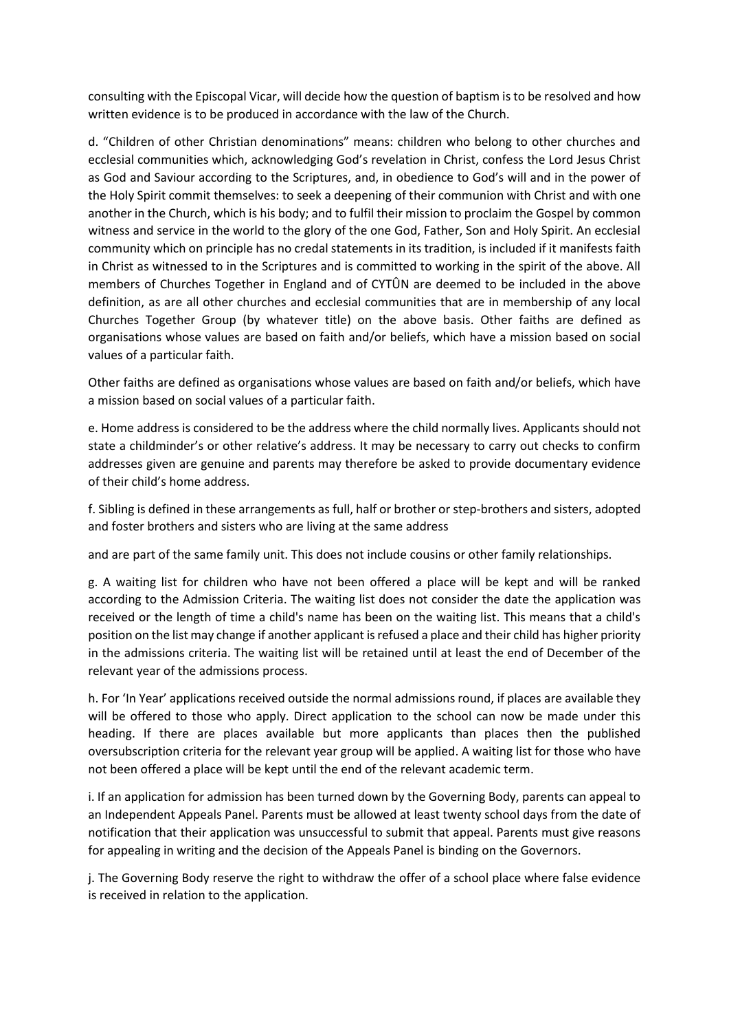consulting with the Episcopal Vicar, will decide how the question of baptism is to be resolved and how written evidence is to be produced in accordance with the law of the Church.

d. “Children of other Christian denominations” means: children who belong to other churches and ecclesial communities which, acknowledging God’s revelation in Christ, confess the Lord Jesus Christ as God and Saviour according to the Scriptures, and, in obedience to God’s will and in the power of the Holy Spirit commit themselves: to seek a deepening of their communion with Christ and with one another in the Church, which is his body; and to fulfil their mission to proclaim the Gospel by common witness and service in the world to the glory of the one God, Father, Son and Holy Spirit. An ecclesial community which on principle has no credal statements in its tradition, is included if it manifests faith in Christ as witnessed to in the Scriptures and is committed to working in the spirit of the above. All members of Churches Together in England and of CYTÛN are deemed to be included in the above definition, as are all other churches and ecclesial communities that are in membership of any local Churches Together Group (by whatever title) on the above basis. Other faiths are defined as organisations whose values are based on faith and/or beliefs, which have a mission based on social values of a particular faith.

Other faiths are defined as organisations whose values are based on faith and/or beliefs, which have a mission based on social values of a particular faith.

e. Home address is considered to be the address where the child normally lives. Applicants should not state a childminder’s or other relative’s address. It may be necessary to carry out checks to confirm addresses given are genuine and parents may therefore be asked to provide documentary evidence of their child’s home address.

f. Sibling is defined in these arrangements as full, half or brother or step-brothers and sisters, adopted and foster brothers and sisters who are living at the same address

and are part of the same family unit. This does not include cousins or other family relationships.

g. A waiting list for children who have not been offered a place will be kept and will be ranked according to the Admission Criteria. The waiting list does not consider the date the application was received or the length of time a child's name has been on the waiting list. This means that a child's position on the list may change if another applicant is refused a place and their child has higher priority in the admissions criteria. The waiting list will be retained until at least the end of December of the relevant year of the admissions process.

h. For ‘In Year’ applications received outside the normal admissions round, if places are available they will be offered to those who apply. Direct application to the school can now be made under this heading. If there are places available but more applicants than places then the published oversubscription criteria for the relevant year group will be applied. A waiting list for those who have not been offered a place will be kept until the end of the relevant academic term.

i. If an application for admission has been turned down by the Governing Body, parents can appeal to an Independent Appeals Panel. Parents must be allowed at least twenty school days from the date of notification that their application was unsuccessful to submit that appeal. Parents must give reasons for appealing in writing and the decision of the Appeals Panel is binding on the Governors.

j. The Governing Body reserve the right to withdraw the offer of a school place where false evidence is received in relation to the application.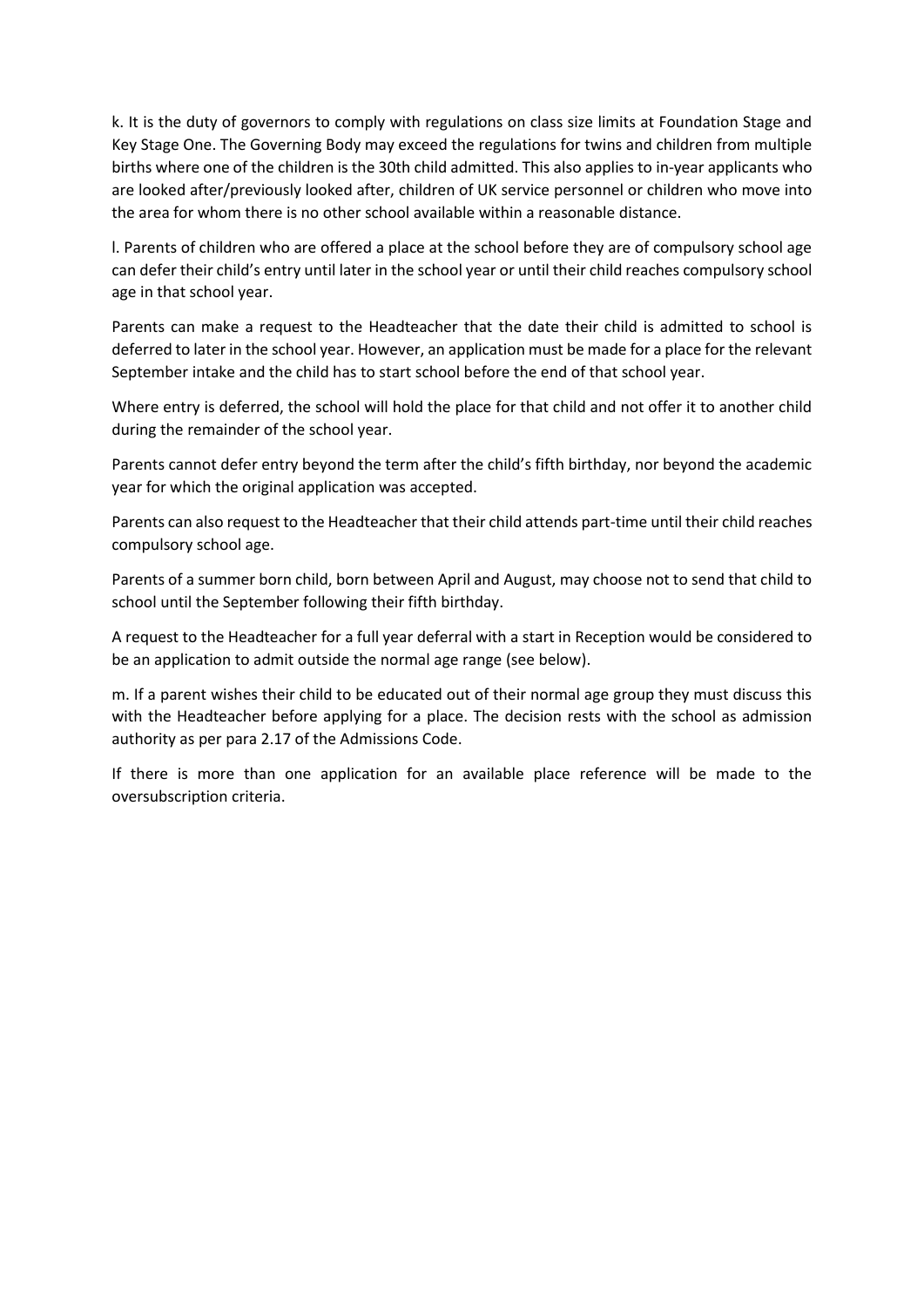k. It is the duty of governors to comply with regulations on class size limits at Foundation Stage and Key Stage One. The Governing Body may exceed the regulations for twins and children from multiple births where one of the children is the 30th child admitted. This also applies to in-year applicants who are looked after/previously looked after, children of UK service personnel or children who move into the area for whom there is no other school available within a reasonable distance.

l. Parents of children who are offered a place at the school before they are of compulsory school age can defer their child's entry until later in the school year or until their child reaches compulsory school age in that school year.

Parents can make a request to the Headteacher that the date their child is admitted to school is deferred to later in the school year. However, an application must be made for a place for the relevant September intake and the child has to start school before the end of that school year.

Where entry is deferred, the school will hold the place for that child and not offer it to another child during the remainder of the school year.

Parents cannot defer entry beyond the term after the child's fifth birthday, nor beyond the academic year for which the original application was accepted.

Parents can also request to the Headteacher that their child attends part-time until their child reaches compulsory school age.

Parents of a summer born child, born between April and August, may choose not to send that child to school until the September following their fifth birthday.

A request to the Headteacher for a full year deferral with a start in Reception would be considered to be an application to admit outside the normal age range (see below).

m. If a parent wishes their child to be educated out of their normal age group they must discuss this with the Headteacher before applying for a place. The decision rests with the school as admission authority as per para 2.17 of the Admissions Code.

If there is more than one application for an available place reference will be made to the oversubscription criteria.